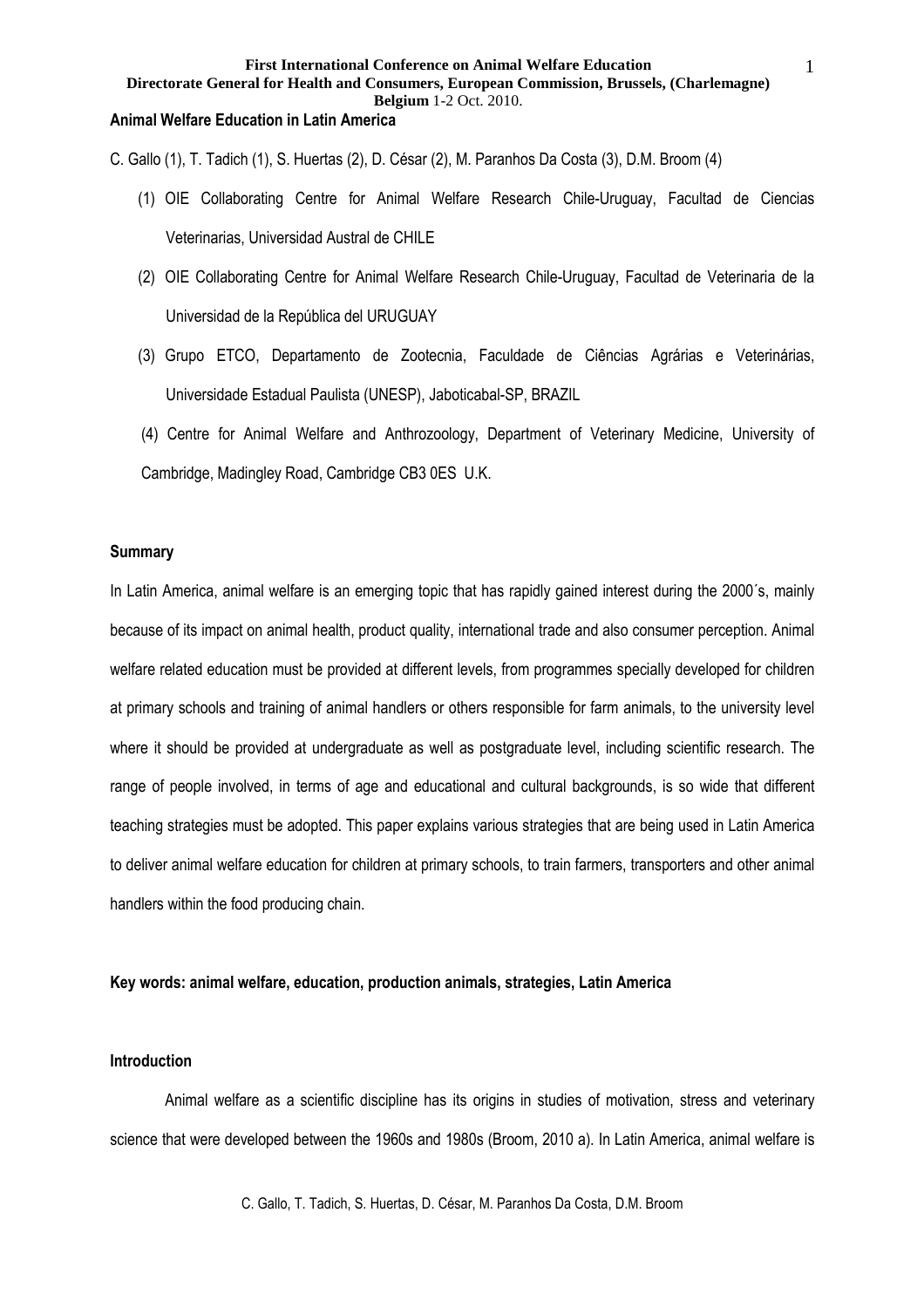**First International Conference on Animal Welfare Education**
**Directorate General for Health and Consumers, European Commission, Brussels, (Charlemagne) Belgium** 1-2 Oct. 2010.

# Animal Welfare Education in Latin America

C. Gallo (1), T. Tadich (1), S. Huertas (2), D. César (2), M. Paranhos Da Costa (3), D.M. Broom (4)

(1) OIE Collaborating Centre for Animal Welfare Research Chile-Uruguay, Facultad de Ciencias Veterinarias, Universidad Austral de CHILE

(2) OIE Collaborating Centre for Animal Welfare Research Chile-Uruguay, Facultad de Veterinaria de la Universidad de la República del URUGUAY

(3) Grupo ETCO, Departamento de Zootecnia, Faculdade de Ciências Agrárias e Veterinárias, Universidade Estadual Paulista (UNESP), Jaboticabal-SP, BRAZIL

(4) Centre for Animal Welfare and Anthrozoology, Department of Veterinary Medicine, University of Cambridge, Madingley Road, Cambridge CB3 0ES U.K.

## Summary

In Latin America, animal welfare is an emerging topic that has rapidly gained interest during the 2000´s, mainly because of its impact on animal health, product quality, international trade and also consumer perception. Animal welfare related education must be provided at different levels, from programmes specially developed for children at primary schools and training of animal handlers or others responsible for farm animals, to the university level where it should be provided at undergraduate as well as postgraduate level, including scientific research. The range of people involved, in terms of age and educational and cultural backgrounds, is so wide that different teaching strategies must be adopted. This paper explains various strategies that are being used in Latin America to deliver animal welfare education for children at primary schools, to train farmers, transporters and other animal handlers within the food producing chain.

**Key words: animal welfare, education, production animals, strategies, Latin America**

## Introduction

Animal welfare as a scientific discipline has its origins in studies of motivation, stress and veterinary science that were developed between the 1960s and 1980s (Broom, 2010 a). In Latin America, animal welfare is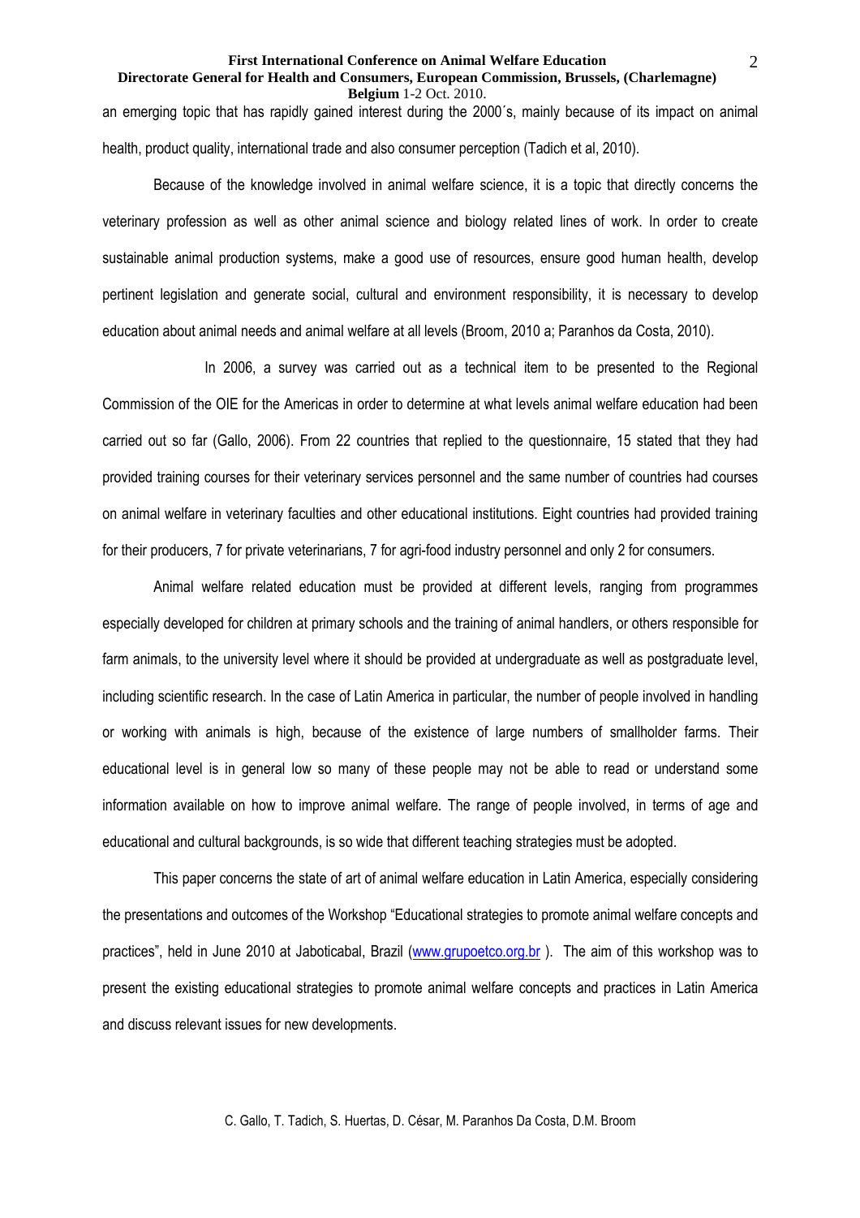an emerging topic that has rapidly gained interest during the 2000´s, mainly because of its impact on animal health, product quality, international trade and also consumer perception (Tadich et al, 2010).

Because of the knowledge involved in animal welfare science, it is a topic that directly concerns the veterinary profession as well as other animal science and biology related lines of work. In order to create sustainable animal production systems, make a good use of resources, ensure good human health, develop pertinent legislation and generate social, cultural and environment responsibility, it is necessary to develop education about animal needs and animal welfare at all levels (Broom, 2010 a; Paranhos da Costa, 2010).

In 2006, a survey was carried out as a technical item to be presented to the Regional Commission of the OIE for the Americas in order to determine at what levels animal welfare education had been carried out so far (Gallo, 2006). From 22 countries that replied to the questionnaire, 15 stated that they had provided training courses for their veterinary services personnel and the same number of countries had courses on animal welfare in veterinary faculties and other educational institutions. Eight countries had provided training for their producers, 7 for private veterinarians, 7 for agri-food industry personnel and only 2 for consumers.

Animal welfare related education must be provided at different levels, ranging from programmes especially developed for children at primary schools and the training of animal handlers, or others responsible for farm animals, to the university level where it should be provided at undergraduate as well as postgraduate level, including scientific research. In the case of Latin America in particular, the number of people involved in handling or working with animals is high, because of the existence of large numbers of smallholder farms. Their educational level is in general low so many of these people may not be able to read or understand some information available on how to improve animal welfare. The range of people involved, in terms of age and educational and cultural backgrounds, is so wide that different teaching strategies must be adopted.

This paper concerns the state of art of animal welfare education in Latin America, especially considering the presentations and outcomes of the Workshop "Educational strategies to promote animal welfare concepts and practices", held in June 2010 at Jaboticabal, Brazil (www.grupoetco.org.br ). The aim of this workshop was to present the existing educational strategies to promote animal welfare concepts and practices in Latin America and discuss relevant issues for new developments.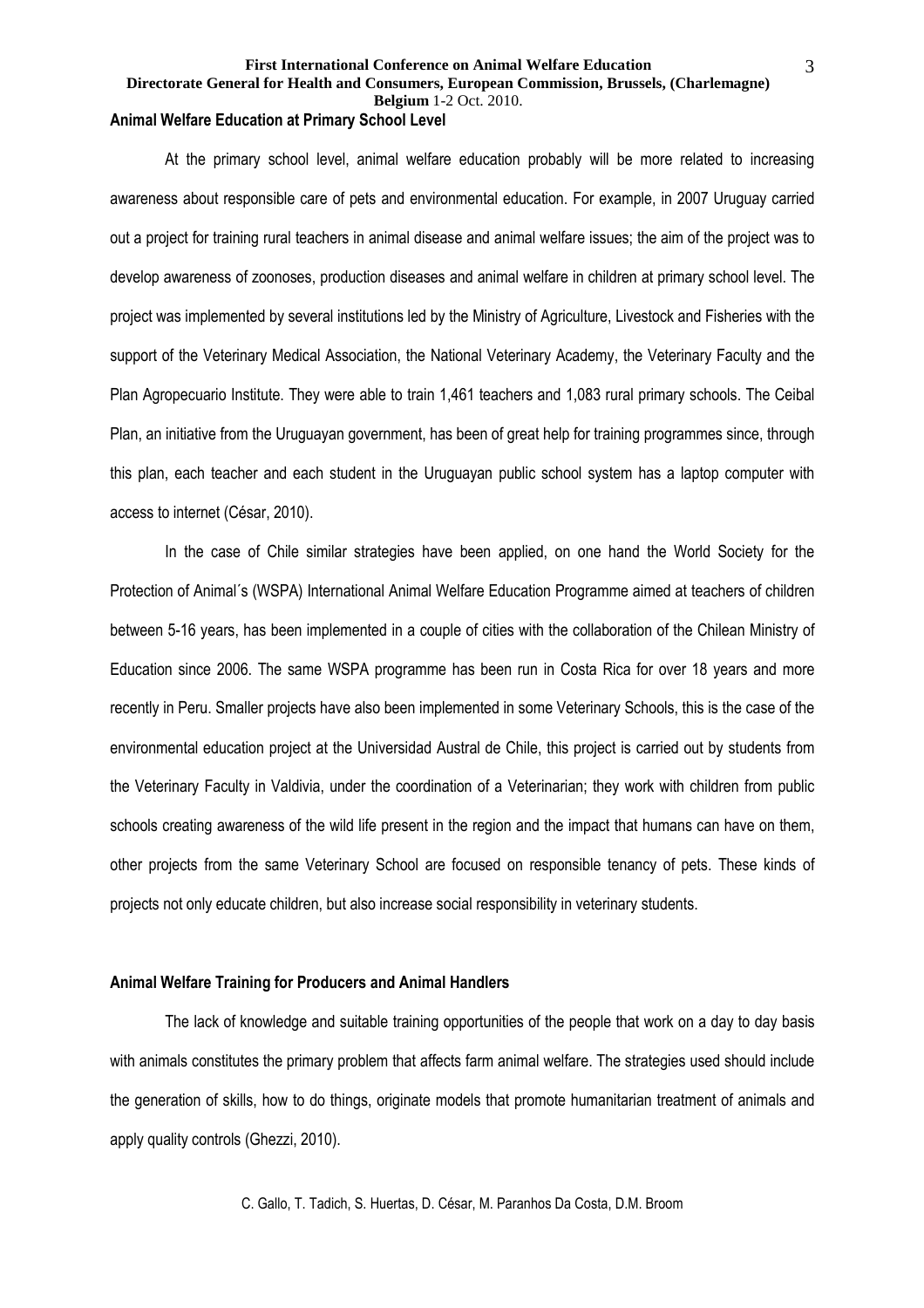## Animal Welfare Education at Primary School Level

At the primary school level, animal welfare education probably will be more related to increasing awareness about responsible care of pets and environmental education. For example, in 2007 Uruguay carried out a project for training rural teachers in animal disease and animal welfare issues; the aim of the project was to develop awareness of zoonoses, production diseases and animal welfare in children at primary school level. The project was implemented by several institutions led by the Ministry of Agriculture, Livestock and Fisheries with the support of the Veterinary Medical Association, the National Veterinary Academy, the Veterinary Faculty and the Plan Agropecuario Institute. They were able to train 1,461 teachers and 1,083 rural primary schools. The Ceibal Plan, an initiative from the Uruguayan government, has been of great help for training programmes since, through this plan, each teacher and each student in the Uruguayan public school system has a laptop computer with access to internet (César, 2010).

In the case of Chile similar strategies have been applied, on one hand the World Society for the Protection of Animal´s (WSPA) International Animal Welfare Education Programme aimed at teachers of children between 5-16 years, has been implemented in a couple of cities with the collaboration of the Chilean Ministry of Education since 2006. The same WSPA programme has been run in Costa Rica for over 18 years and more recently in Peru. Smaller projects have also been implemented in some Veterinary Schools, this is the case of the environmental education project at the Universidad Austral de Chile, this project is carried out by students from the Veterinary Faculty in Valdivia, under the coordination of a Veterinarian; they work with children from public schools creating awareness of the wild life present in the region and the impact that humans can have on them, other projects from the same Veterinary School are focused on responsible tenancy of pets. These kinds of projects not only educate children, but also increase social responsibility in veterinary students.

## Animal Welfare Training for Producers and Animal Handlers

The lack of knowledge and suitable training opportunities of the people that work on a day to day basis with animals constitutes the primary problem that affects farm animal welfare. The strategies used should include the generation of skills, how to do things, originate models that promote humanitarian treatment of animals and apply quality controls (Ghezzi, 2010).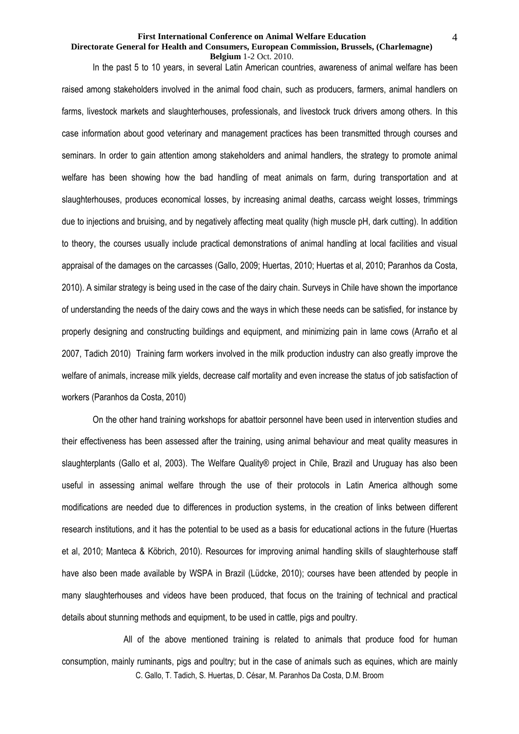In the past 5 to 10 years, in several Latin American countries, awareness of animal welfare has been raised among stakeholders involved in the animal food chain, such as producers, farmers, animal handlers on farms, livestock markets and slaughterhouses, professionals, and livestock truck drivers among others. In this case information about good veterinary and management practices has been transmitted through courses and seminars. In order to gain attention among stakeholders and animal handlers, the strategy to promote animal welfare has been showing how the bad handling of meat animals on farm, during transportation and at slaughterhouses, produces economical losses, by increasing animal deaths, carcass weight losses, trimmings due to injections and bruising, and by negatively affecting meat quality (high muscle pH, dark cutting). In addition to theory, the courses usually include practical demonstrations of animal handling at local facilities and visual appraisal of the damages on the carcasses (Gallo, 2009; Huertas, 2010; Huertas et al, 2010; Paranhos da Costa, 2010). A similar strategy is being used in the case of the dairy chain. Surveys in Chile have shown the importance of understanding the needs of the dairy cows and the ways in which these needs can be satisfied, for instance by properly designing and constructing buildings and equipment, and minimizing pain in lame cows (Arraño et al 2007, Tadich 2010) Training farm workers involved in the milk production industry can also greatly improve the welfare of animals, increase milk yields, decrease calf mortality and even increase the status of job satisfaction of workers (Paranhos da Costa, 2010)

On the other hand training workshops for abattoir personnel have been used in intervention studies and their effectiveness has been assessed after the training, using animal behaviour and meat quality measures in slaughterplants (Gallo et al, 2003). The Welfare Quality® project in Chile, Brazil and Uruguay has also been useful in assessing animal welfare through the use of their protocols in Latin America although some modifications are needed due to differences in production systems, in the creation of links between different research institutions, and it has the potential to be used as a basis for educational actions in the future (Huertas et al, 2010; Manteca & Köbrich, 2010). Resources for improving animal handling skills of slaughterhouse staff have also been made available by WSPA in Brazil (Lüdcke, 2010); courses have been attended by people in many slaughterhouses and videos have been produced, that focus on the training of technical and practical details about stunning methods and equipment, to be used in cattle, pigs and poultry.

All of the above mentioned training is related to animals that produce food for human consumption, mainly ruminants, pigs and poultry; but in the case of animals such as equines, which are mainly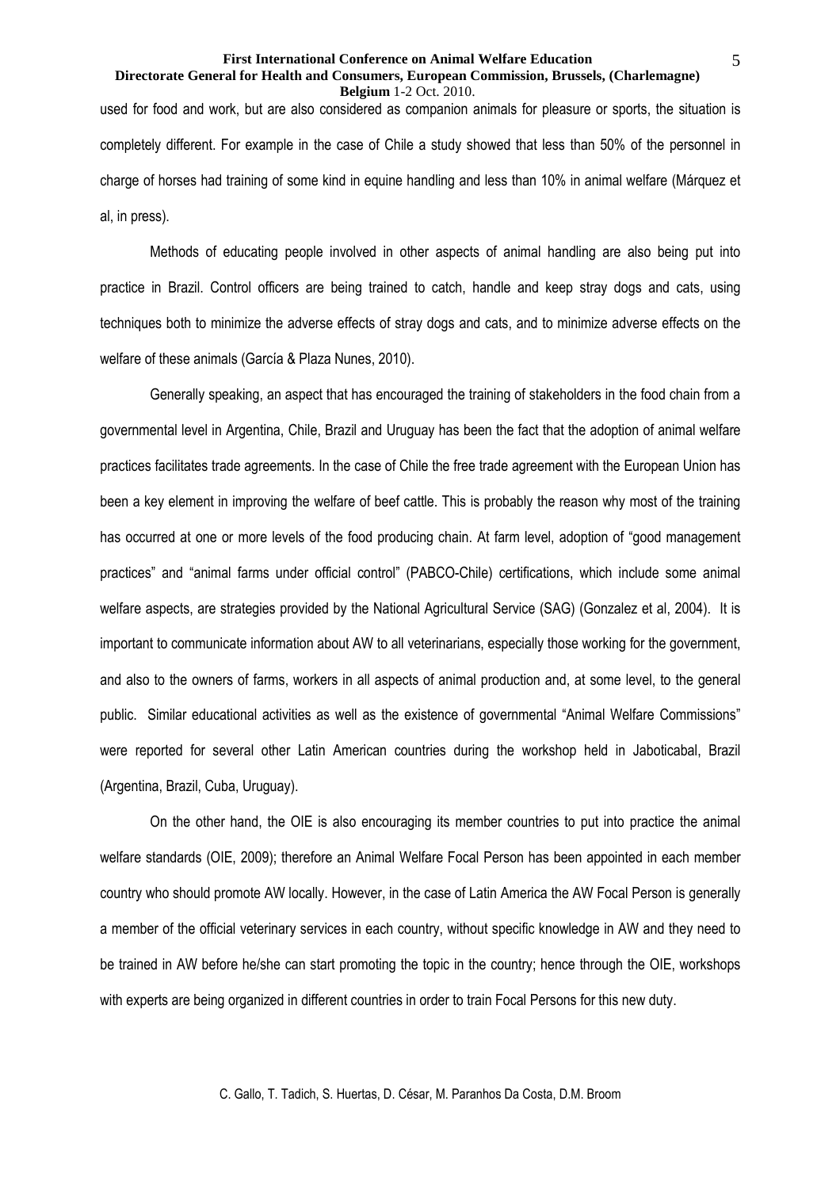used for food and work, but are also considered as companion animals for pleasure or sports, the situation is completely different. For example in the case of Chile a study showed that less than 50% of the personnel in charge of horses had training of some kind in equine handling and less than 10% in animal welfare (Márquez et al, in press).

Methods of educating people involved in other aspects of animal handling are also being put into practice in Brazil. Control officers are being trained to catch, handle and keep stray dogs and cats, using techniques both to minimize the adverse effects of stray dogs and cats, and to minimize adverse effects on the welfare of these animals (García & Plaza Nunes, 2010).

Generally speaking, an aspect that has encouraged the training of stakeholders in the food chain from a governmental level in Argentina, Chile, Brazil and Uruguay has been the fact that the adoption of animal welfare practices facilitates trade agreements. In the case of Chile the free trade agreement with the European Union has been a key element in improving the welfare of beef cattle. This is probably the reason why most of the training has occurred at one or more levels of the food producing chain. At farm level, adoption of "good management practices" and "animal farms under official control" (PABCO-Chile) certifications, which include some animal welfare aspects, are strategies provided by the National Agricultural Service (SAG) (Gonzalez et al, 2004). It is important to communicate information about AW to all veterinarians, especially those working for the government, and also to the owners of farms, workers in all aspects of animal production and, at some level, to the general public. Similar educational activities as well as the existence of governmental "Animal Welfare Commissions" were reported for several other Latin American countries during the workshop held in Jaboticabal, Brazil (Argentina, Brazil, Cuba, Uruguay).

On the other hand, the OIE is also encouraging its member countries to put into practice the animal welfare standards (OIE, 2009); therefore an Animal Welfare Focal Person has been appointed in each member country who should promote AW locally. However, in the case of Latin America the AW Focal Person is generally a member of the official veterinary services in each country, without specific knowledge in AW and they need to be trained in AW before he/she can start promoting the topic in the country; hence through the OIE, workshops with experts are being organized in different countries in order to train Focal Persons for this new duty.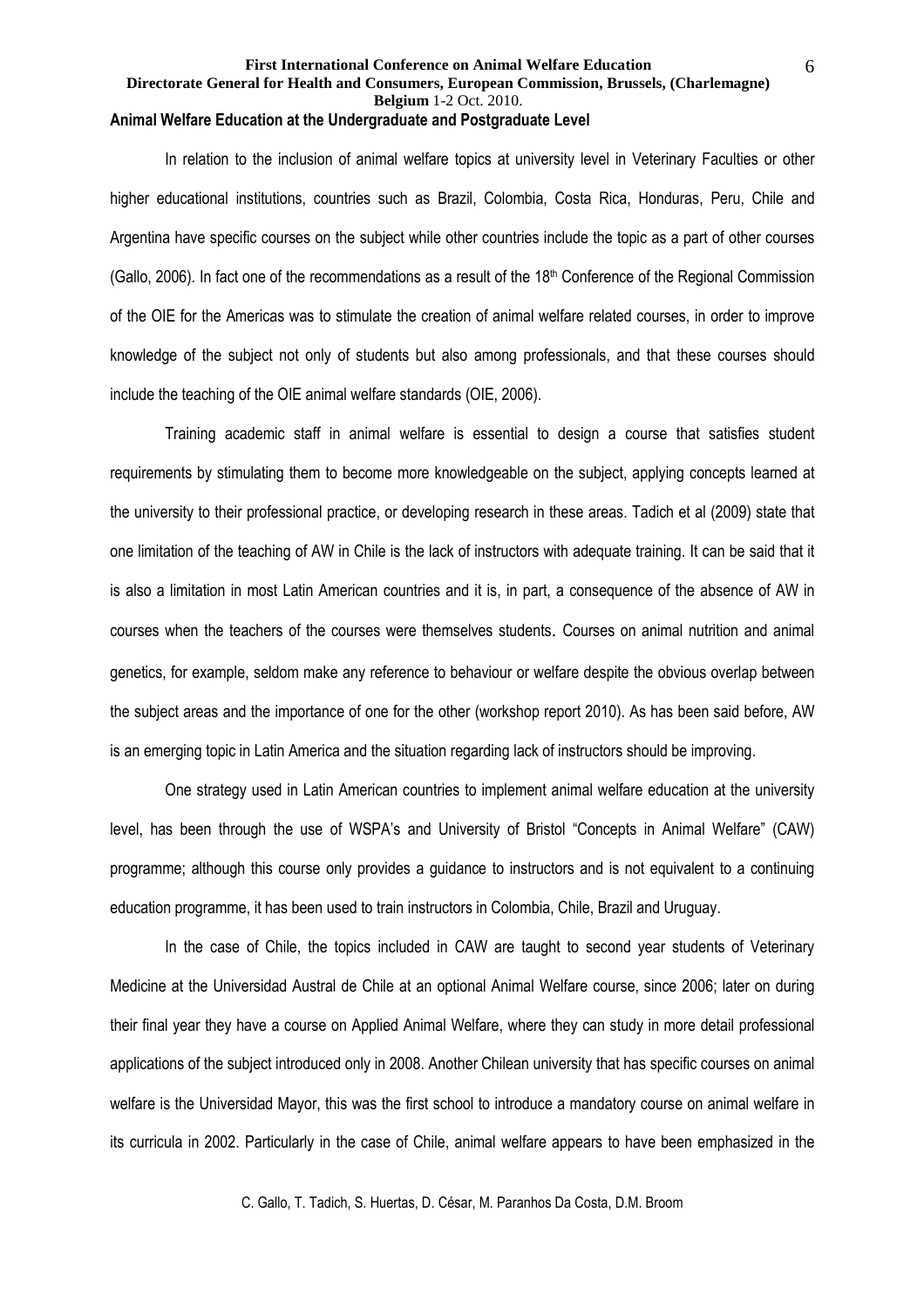## Animal Welfare Education at the Undergraduate and Postgraduate Level

In relation to the inclusion of animal welfare topics at university level in Veterinary Faculties or other higher educational institutions, countries such as Brazil, Colombia, Costa Rica, Honduras, Peru, Chile and Argentina have specific courses on the subject while other countries include the topic as a part of other courses (Gallo, 2006). In fact one of the recommendations as a result of the 18th Conference of the Regional Commission of the OIE for the Americas was to stimulate the creation of animal welfare related courses, in order to improve knowledge of the subject not only of students but also among professionals, and that these courses should include the teaching of the OIE animal welfare standards (OIE, 2006).

Training academic staff in animal welfare is essential to design a course that satisfies student requirements by stimulating them to become more knowledgeable on the subject, applying concepts learned at the university to their professional practice, or developing research in these areas. Tadich et al (2009) state that one limitation of the teaching of AW in Chile is the lack of instructors with adequate training. It can be said that it is also a limitation in most Latin American countries and it is, in part, a consequence of the absence of AW in courses when the teachers of the courses were themselves students. Courses on animal nutrition and animal genetics, for example, seldom make any reference to behaviour or welfare despite the obvious overlap between the subject areas and the importance of one for the other (workshop report 2010). As has been said before, AW is an emerging topic in Latin America and the situation regarding lack of instructors should be improving.

One strategy used in Latin American countries to implement animal welfare education at the university level, has been through the use of WSPA's and University of Bristol "Concepts in Animal Welfare" (CAW) programme; although this course only provides a guidance to instructors and is not equivalent to a continuing education programme, it has been used to train instructors in Colombia, Chile, Brazil and Uruguay.

In the case of Chile, the topics included in CAW are taught to second year students of Veterinary Medicine at the Universidad Austral de Chile at an optional Animal Welfare course, since 2006; later on during their final year they have a course on Applied Animal Welfare, where they can study in more detail professional applications of the subject introduced only in 2008. Another Chilean university that has specific courses on animal welfare is the Universidad Mayor, this was the first school to introduce a mandatory course on animal welfare in its curricula in 2002. Particularly in the case of Chile, animal welfare appears to have been emphasized in the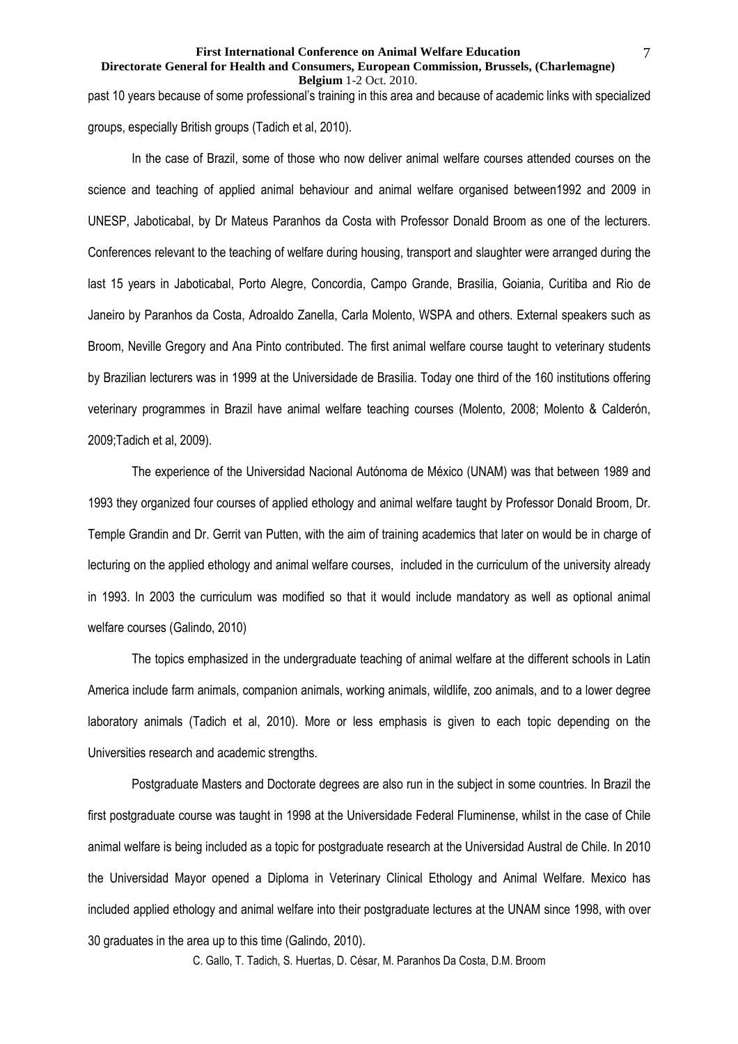past 10 years because of some professional's training in this area and because of academic links with specialized groups, especially British groups (Tadich et al, 2010).

In the case of Brazil, some of those who now deliver animal welfare courses attended courses on the science and teaching of applied animal behaviour and animal welfare organised between1992 and 2009 in UNESP, Jaboticabal, by Dr Mateus Paranhos da Costa with Professor Donald Broom as one of the lecturers. Conferences relevant to the teaching of welfare during housing, transport and slaughter were arranged during the last 15 years in Jaboticabal, Porto Alegre, Concordia, Campo Grande, Brasilia, Goiania, Curitiba and Rio de Janeiro by Paranhos da Costa, Adroaldo Zanella, Carla Molento, WSPA and others. External speakers such as Broom, Neville Gregory and Ana Pinto contributed. The first animal welfare course taught to veterinary students by Brazilian lecturers was in 1999 at the Universidade de Brasilia. Today one third of the 160 institutions offering veterinary programmes in Brazil have animal welfare teaching courses (Molento, 2008; Molento & Calderón, 2009;Tadich et al, 2009).

The experience of the Universidad Nacional Autónoma de México (UNAM) was that between 1989 and 1993 they organized four courses of applied ethology and animal welfare taught by Professor Donald Broom, Dr. Temple Grandin and Dr. Gerrit van Putten, with the aim of training academics that later on would be in charge of lecturing on the applied ethology and animal welfare courses, included in the curriculum of the university already in 1993. In 2003 the curriculum was modified so that it would include mandatory as well as optional animal welfare courses (Galindo, 2010)

The topics emphasized in the undergraduate teaching of animal welfare at the different schools in Latin America include farm animals, companion animals, working animals, wildlife, zoo animals, and to a lower degree laboratory animals (Tadich et al, 2010). More or less emphasis is given to each topic depending on the Universities research and academic strengths.

Postgraduate Masters and Doctorate degrees are also run in the subject in some countries. In Brazil the first postgraduate course was taught in 1998 at the Universidade Federal Fluminense, whilst in the case of Chile animal welfare is being included as a topic for postgraduate research at the Universidad Austral de Chile. In 2010 the Universidad Mayor opened a Diploma in Veterinary Clinical Ethology and Animal Welfare. Mexico has included applied ethology and animal welfare into their postgraduate lectures at the UNAM since 1998, with over 30 graduates in the area up to this time (Galindo, 2010).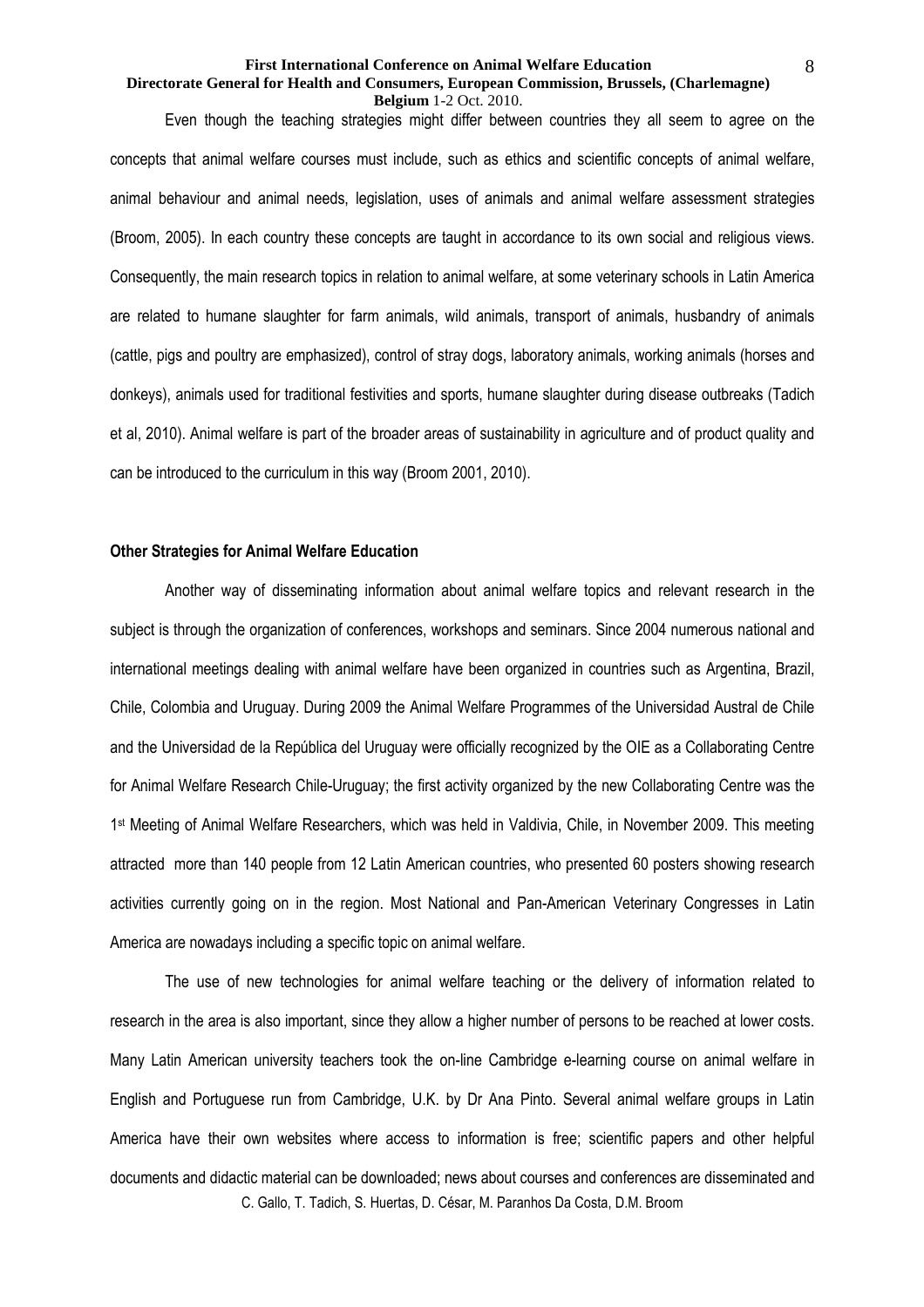Even though the teaching strategies might differ between countries they all seem to agree on the concepts that animal welfare courses must include, such as ethics and scientific concepts of animal welfare, animal behaviour and animal needs, legislation, uses of animals and animal welfare assessment strategies (Broom, 2005). In each country these concepts are taught in accordance to its own social and religious views. Consequently, the main research topics in relation to animal welfare, at some veterinary schools in Latin America are related to humane slaughter for farm animals, wild animals, transport of animals, husbandry of animals (cattle, pigs and poultry are emphasized), control of stray dogs, laboratory animals, working animals (horses and donkeys), animals used for traditional festivities and sports, humane slaughter during disease outbreaks (Tadich et al, 2010). Animal welfare is part of the broader areas of sustainability in agriculture and of product quality and can be introduced to the curriculum in this way (Broom 2001, 2010).

**Other Strategies for Animal Welfare Education**

Another way of disseminating information about animal welfare topics and relevant research in the subject is through the organization of conferences, workshops and seminars. Since 2004 numerous national and international meetings dealing with animal welfare have been organized in countries such as Argentina, Brazil, Chile, Colombia and Uruguay. During 2009 the Animal Welfare Programmes of the Universidad Austral de Chile and the Universidad de la República del Uruguay were officially recognized by the OIE as a Collaborating Centre for Animal Welfare Research Chile-Uruguay; the first activity organized by the new Collaborating Centre was the 1st Meeting of Animal Welfare Researchers, which was held in Valdivia, Chile, in November 2009. This meeting attracted more than 140 people from 12 Latin American countries, who presented 60 posters showing research activities currently going on in the region. Most National and Pan-American Veterinary Congresses in Latin America are nowadays including a specific topic on animal welfare.

The use of new technologies for animal welfare teaching or the delivery of information related to research in the area is also important, since they allow a higher number of persons to be reached at lower costs. Many Latin American university teachers took the on-line Cambridge e-learning course on animal welfare in English and Portuguese run from Cambridge, U.K. by Dr Ana Pinto. Several animal welfare groups in Latin America have their own websites where access to information is free; scientific papers and other helpful documents and didactic material can be downloaded; news about courses and conferences are disseminated and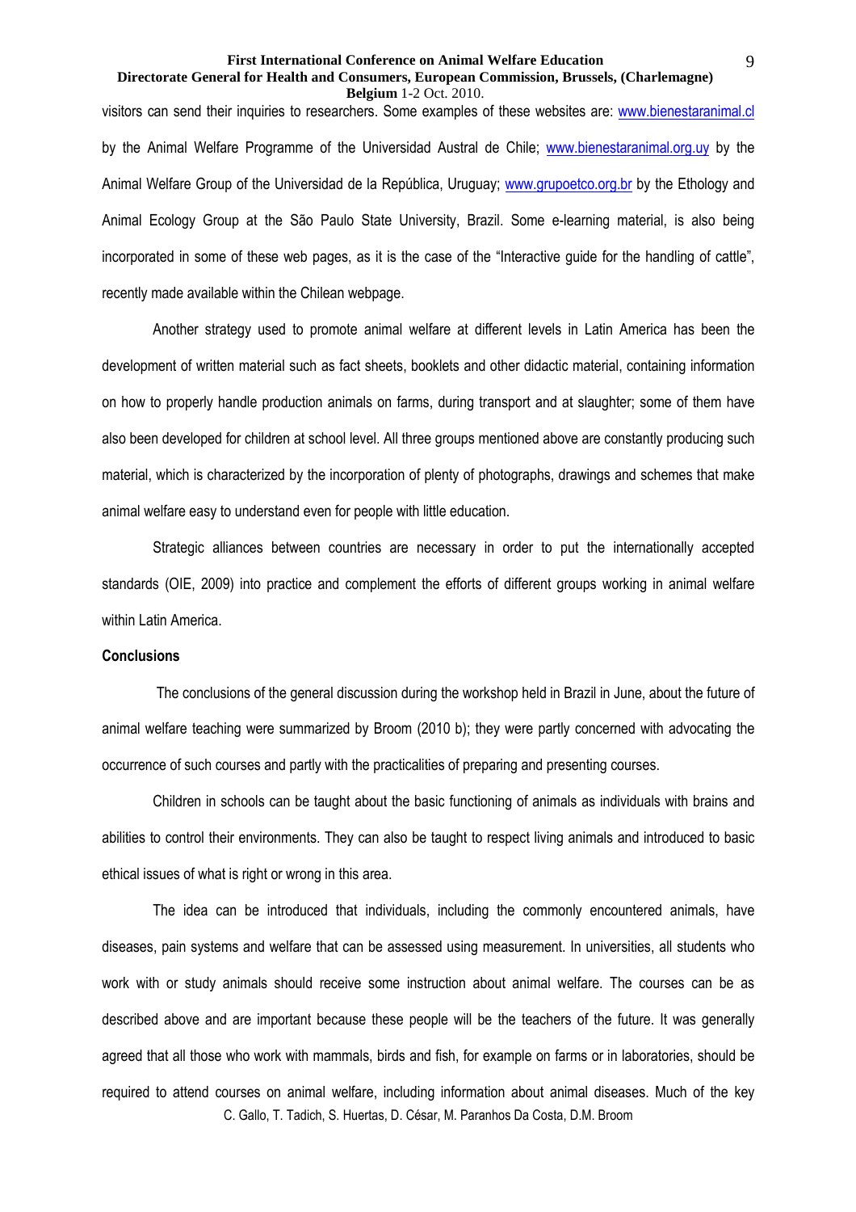visitors can send their inquiries to researchers. Some examples of these websites are: www.bienestaranimal.cl by the Animal Welfare Programme of the Universidad Austral de Chile; www.bienestaranimal.org.uy by the Animal Welfare Group of the Universidad de la República, Uruguay; www.grupoetco.org.br by the Ethology and Animal Ecology Group at the São Paulo State University, Brazil. Some e-learning material, is also being incorporated in some of these web pages, as it is the case of the "Interactive guide for the handling of cattle", recently made available within the Chilean webpage.

Another strategy used to promote animal welfare at different levels in Latin America has been the development of written material such as fact sheets, booklets and other didactic material, containing information on how to properly handle production animals on farms, during transport and at slaughter; some of them have also been developed for children at school level. All three groups mentioned above are constantly producing such material, which is characterized by the incorporation of plenty of photographs, drawings and schemes that make animal welfare easy to understand even for people with little education.

Strategic alliances between countries are necessary in order to put the internationally accepted standards (OIE, 2009) into practice and complement the efforts of different groups working in animal welfare within Latin America.

**Conclusions**

The conclusions of the general discussion during the workshop held in Brazil in June, about the future of animal welfare teaching were summarized by Broom (2010 b); they were partly concerned with advocating the occurrence of such courses and partly with the practicalities of preparing and presenting courses.

Children in schools can be taught about the basic functioning of animals as individuals with brains and abilities to control their environments. They can also be taught to respect living animals and introduced to basic ethical issues of what is right or wrong in this area.

The idea can be introduced that individuals, including the commonly encountered animals, have diseases, pain systems and welfare that can be assessed using measurement. In universities, all students who work with or study animals should receive some instruction about animal welfare. The courses can be as described above and are important because these people will be the teachers of the future. It was generally agreed that all those who work with mammals, birds and fish, for example on farms or in laboratories, should be required to attend courses on animal welfare, including information about animal diseases. Much of the key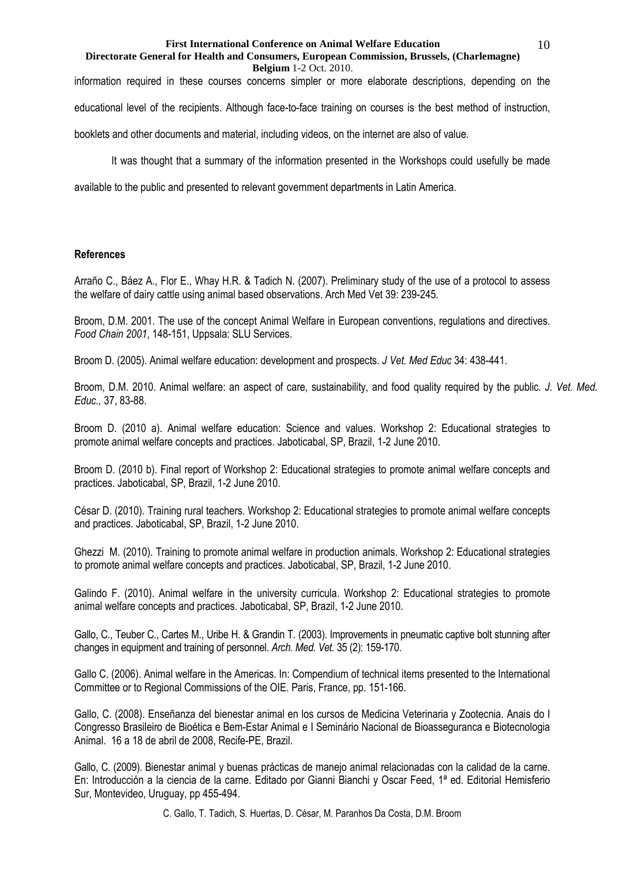information required in these courses concerns simpler or more elaborate descriptions, depending on the educational level of the recipients. Although face-to-face training on courses is the best method of instruction, booklets and other documents and material, including videos, on the internet are also of value.

It was thought that a summary of the information presented in the Workshops could usefully be made available to the public and presented to relevant government departments in Latin America.

**References**

Arraño C., Báez A., Flor E., Whay H.R. & Tadich N. (2007). Preliminary study of the use of a protocol to assess the welfare of dairy cattle using animal based observations. Arch Med Vet 39: 239-245.

Broom, D.M. 2001. The use of the concept Animal Welfare in European conventions, regulations and directives. *Food Chain 2001*, 148-151, Uppsala: SLU Services.

Broom D. (2005). Animal welfare education: development and prospects. *J Vet. Med Educ* 34: 438-441.

Broom, D.M. 2010. Animal welfare: an aspect of care, sustainability, and food quality required by the public. *J. Vet. Med. Educ.,* 37, 83-88.

Broom D. (2010 a). Animal welfare education: Science and values. Workshop 2: Educational strategies to promote animal welfare concepts and practices. Jaboticabal, SP, Brazil, 1-2 June 2010.

Broom D. (2010 b). Final report of Workshop 2: Educational strategies to promote animal welfare concepts and practices. Jaboticabal, SP, Brazil, 1-2 June 2010.

César D. (2010). Training rural teachers. Workshop 2: Educational strategies to promote animal welfare concepts and practices. Jaboticabal, SP, Brazil, 1-2 June 2010.

Ghezzi M. (2010). Training to promote animal welfare in production animals. Workshop 2: Educational strategies to promote animal welfare concepts and practices. Jaboticabal, SP, Brazil, 1-2 June 2010.

Galindo F. (2010). Animal welfare in the university curricula. Workshop 2: Educational strategies to promote animal welfare concepts and practices. Jaboticabal, SP, Brazil, 1-2 June 2010.

Gallo, C., Teuber C., Cartes M., Uribe H. & Grandin T. (2003). Improvements in pneumatic captive bolt stunning after changes in equipment and training of personnel. *Arch. Med. Vet.* 35 (2): 159-170.

Gallo C. (2006). Animal welfare in the Americas. In: Compendium of technical items presented to the International Committee or to Regional Commissions of the OIE. Paris, France, pp. 151-166.

Gallo, C. (2008). Enseñanza del bienestar animal en los cursos de Medicina Veterinaria y Zootecnia. Anais do I Congresso Brasileiro de Bioética e Bem-Estar Animal e I Seminário Nacional de Bioasseguranca e Biotecnologia Animal. 16 a 18 de abril de 2008, Recife-PE, Brazil.

Gallo, C. (2009). Bienestar animal y buenas prácticas de manejo animal relacionadas con la calidad de la carne. En: Introducción a la ciencia de la carne. Editado por Gianni Bianchi y Oscar Feed, 1ª ed. Editorial Hemisferio Sur, Montevideo, Uruguay, pp 455-494.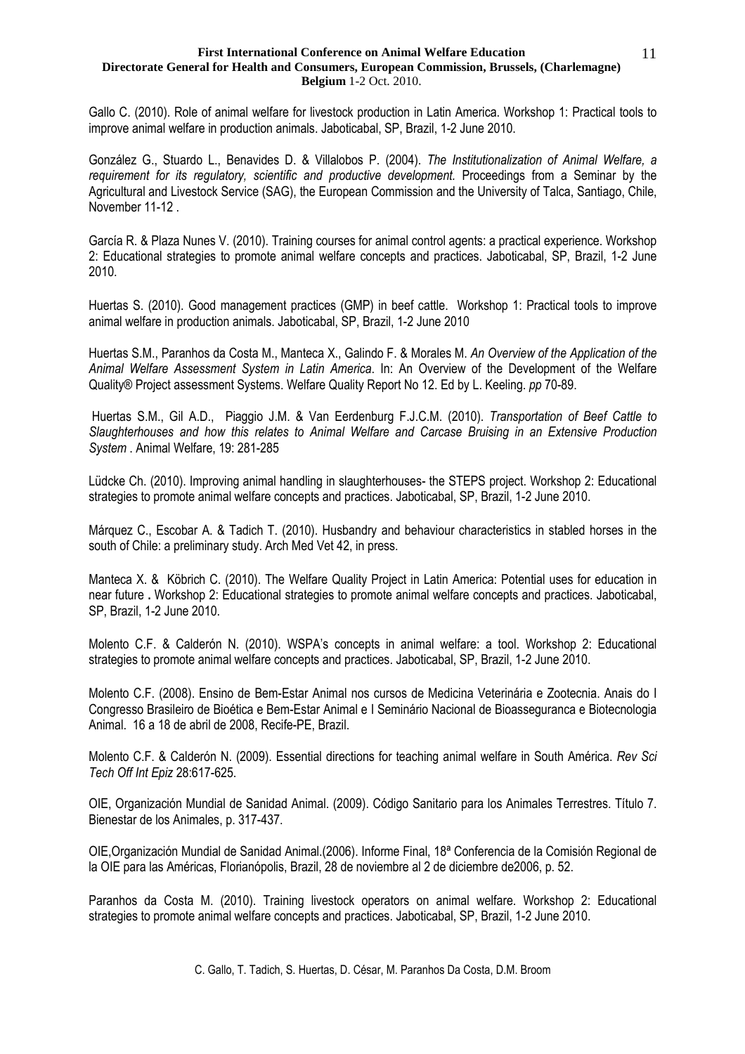Gallo C. (2010). Role of animal welfare for livestock production in Latin America. Workshop 1: Practical tools to improve animal welfare in production animals. Jaboticabal, SP, Brazil, 1-2 June 2010.

González G., Stuardo L., Benavides D. & Villalobos P. (2004). *The Institutionalization of Animal Welfare, a requirement for its regulatory, scientific and productive development.* Proceedings from a Seminar by the Agricultural and Livestock Service (SAG), the European Commission and the University of Talca, Santiago, Chile, November 11-12 .

García R. & Plaza Nunes V. (2010). Training courses for animal control agents: a practical experience. Workshop 2: Educational strategies to promote animal welfare concepts and practices. Jaboticabal, SP, Brazil, 1-2 June 2010.

Huertas S. (2010). Good management practices (GMP) in beef cattle. Workshop 1: Practical tools to improve animal welfare in production animals. Jaboticabal, SP, Brazil, 1-2 June 2010

Huertas S.M., Paranhos da Costa M., Manteca X., Galindo F. & Morales M. *An Overview of the Application of the Animal Welfare Assessment System in Latin America*. In: An Overview of the Development of the Welfare Quality® Project assessment Systems. Welfare Quality Report No 12. Ed by L. Keeling. *pp* 70-89.

Huertas S.M., Gil A.D., Piaggio J.M. & Van Eerdenburg F.J.C.M. (2010). *Transportation of Beef Cattle to Slaughterhouses and how this relates to Animal Welfare and Carcase Bruising in an Extensive Production System* . Animal Welfare, 19: 281-285

Lüdcke Ch. (2010). Improving animal handling in slaughterhouses- the STEPS project. Workshop 2: Educational strategies to promote animal welfare concepts and practices. Jaboticabal, SP, Brazil, 1-2 June 2010.

Márquez C., Escobar A. & Tadich T. (2010). Husbandry and behaviour characteristics in stabled horses in the south of Chile: a preliminary study. Arch Med Vet 42, in press.

Manteca X. & Köbrich C. (2010). The Welfare Quality Project in Latin America: Potential uses for education in near future **.** Workshop 2: Educational strategies to promote animal welfare concepts and practices. Jaboticabal, SP, Brazil, 1-2 June 2010.

Molento C.F. & Calderón N. (2010). WSPA's concepts in animal welfare: a tool. Workshop 2: Educational strategies to promote animal welfare concepts and practices. Jaboticabal, SP, Brazil, 1-2 June 2010.

Molento C.F. (2008). Ensino de Bem-Estar Animal nos cursos de Medicina Veterinária e Zootecnia. Anais do I Congresso Brasileiro de Bioética e Bem-Estar Animal e I Seminário Nacional de Bioasseguranca e Biotecnologia Animal. 16 a 18 de abril de 2008, Recife-PE, Brazil.

Molento C.F. & Calderón N. (2009). Essential directions for teaching animal welfare in South América. *Rev Sci Tech Off Int Epiz* 28:617-625.

OIE, Organización Mundial de Sanidad Animal. (2009). Código Sanitario para los Animales Terrestres. Título 7. Bienestar de los Animales, p. 317-437.

OIE,Organización Mundial de Sanidad Animal.(2006). Informe Final, 18ª Conferencia de la Comisión Regional de la OIE para las Américas, Florianópolis, Brazil, 28 de noviembre al 2 de diciembre de2006, p. 52.

Paranhos da Costa M. (2010). Training livestock operators on animal welfare. Workshop 2: Educational strategies to promote animal welfare concepts and practices. Jaboticabal, SP, Brazil, 1-2 June 2010.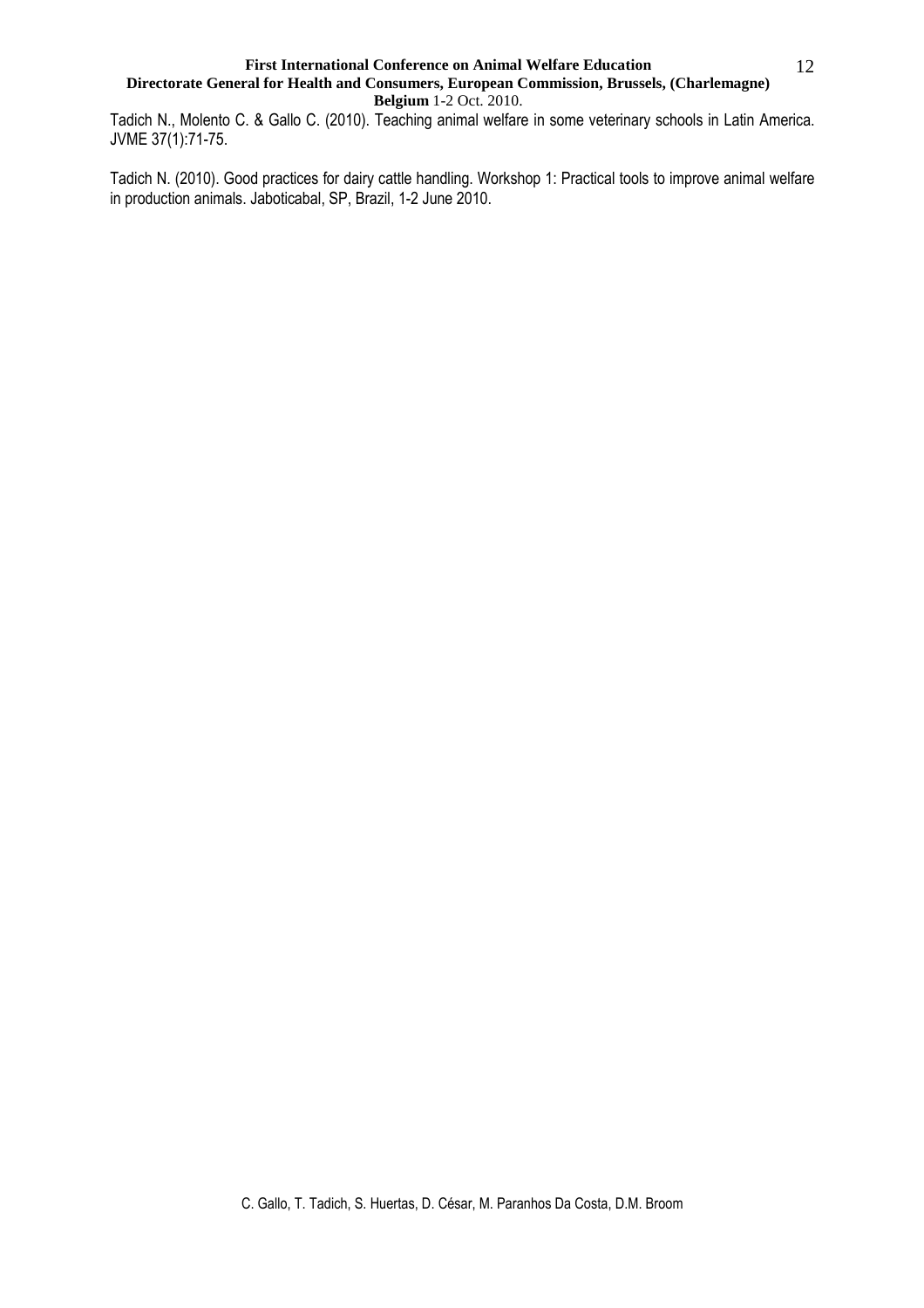Tadich N., Molento C. & Gallo C. (2010). Teaching animal welfare in some veterinary schools in Latin America. JVME 37(1):71-75.

Tadich N. (2010). Good practices for dairy cattle handling. Workshop 1: Practical tools to improve animal welfare in production animals. Jaboticabal, SP, Brazil, 1-2 June 2010.